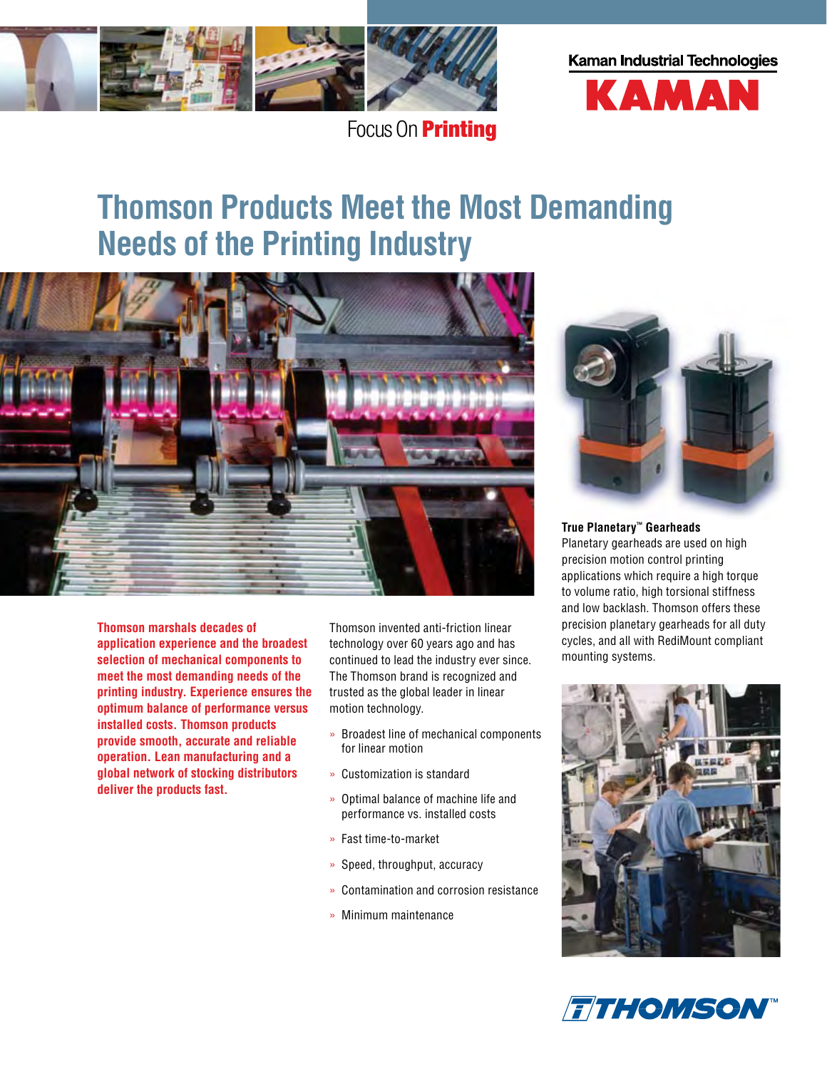Kaman Industrial Technologies

KAMAN

Focus On **Printing**

# Thomson Products Meet the Most Demanding Needs of the Printing Industry

**Thomson marshals decades of application experience and the broadest selection of mechanical components to meet the most demanding needs of the printing industry. Experience ensures the optimum balance of performance versus installed costs. Thomson products provide smooth, accurate and reliable operation. Lean manufacturing and a global network of stocking distributors deliver the products fast.**

Thomson invented anti-friction linear technology over 60 years ago and has continued to lead the industry ever since. The Thomson brand is recognized and trusted as the global leader in linear motion technology.

- Broadest line of mechanical components for linear motion
- Customization is standard
- Optimal balance of machine life and performance vs. installed costs
- Fast time-to-market
- Speed, throughput, accuracy
- Contamination and corrosion resistance
- Minimum maintenance

**True Planetary™ Gearheads**
Planetary gearheads are used on high precision motion control printing applications which require a high torque to volume ratio, high torsional stiffness and low backlash. Thomson offers these precision planetary gearheads for all duty cycles, and all with RediMount compliant mounting systems.

THOMSON™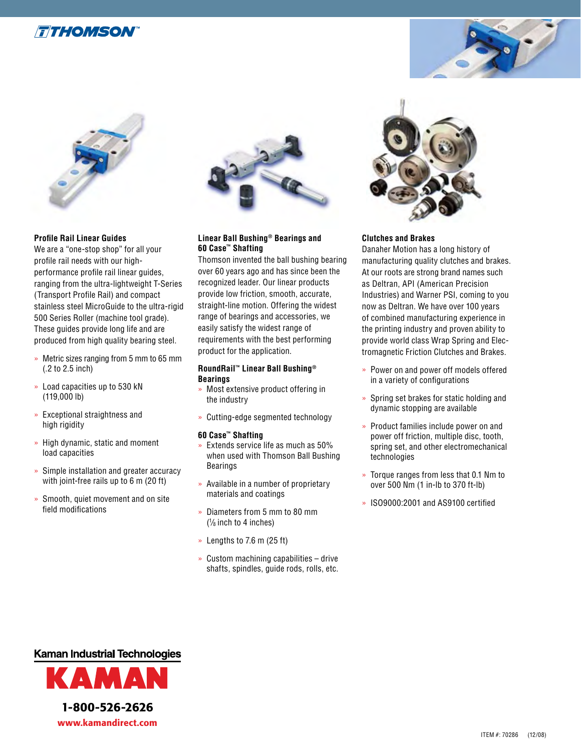THOMSON™

### Profile Rail Linear Guides

We are a "one-stop shop" for all your profile rail needs with our high-performance profile rail linear guides, ranging from the ultra-lightweight T-Series (Transport Profile Rail) and compact stainless steel MicroGuide to the ultra-rigid 500 Series Roller (machine tool grade). These guides provide long life and are produced from high quality bearing steel.

- Metric sizes ranging from 5 mm to 65 mm (.2 to 2.5 inch)
- Load capacities up to 530 kN (119,000 lb)
- Exceptional straightness and high rigidity
- High dynamic, static and moment load capacities
- Simple installation and greater accuracy with joint-free rails up to 6 m (20 ft)
- Smooth, quiet movement and on site field modifications

### Linear Ball Bushing® Bearings and 60 Case™ Shafting

Thomson invented the ball bushing bearing over 60 years ago and has since been the recognized leader. Our linear products provide low friction, smooth, accurate, straight-line motion. Offering the widest range of bearings and accessories, we easily satisfy the widest range of requirements with the best performing product for the application.

#### RoundRail™ Linear Ball Bushing® Bearings

- Most extensive product offering in the industry
- Cutting-edge segmented technology

#### 60 Case™ Shafting

- Extends service life as much as 50% when used with Thomson Ball Bushing Bearings
- Available in a number of proprietary materials and coatings
- Diameters from 5 mm to 80 mm (⅛ inch to 4 inches)
- Lengths to 7.6 m (25 ft)
- Custom machining capabilities – drive shafts, spindles, guide rods, rolls, etc.

### Clutches and Brakes

Danaher Motion has a long history of manufacturing quality clutches and brakes. At our roots are strong brand names such as Deltran, API (American Precision Industries) and Warner PSI, coming to you now as Deltran. We have over 100 years of combined manufacturing experience in the printing industry and proven ability to provide world class Wrap Spring and Electromagnetic Friction Clutches and Brakes.

- Power on and power off models offered in a variety of configurations
- Spring set brakes for static holding and dynamic stopping are available
- Product families include power on and power off friction, multiple disc, tooth, spring set, and other electromechanical technologies
- Torque ranges from less that 0.1 Nm to over 500 Nm (1 in-lb to 370 ft-lb)
- ISO9000:2001 and AS9100 certified

**Kaman Industrial Technologies**

KAMAN

**1-800-526-2626**

**www.kamandirect.com**

ITEM #: 70286 (12/08)